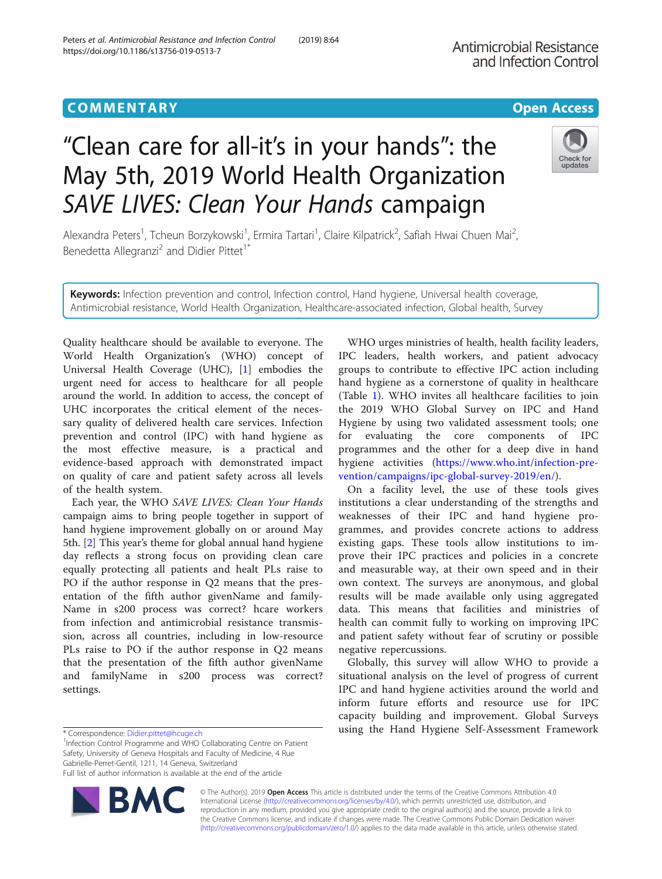COMMENTARY

Open Access

# "Clean care for all-it's in your hands": the May 5th, 2019 World Health Organization *SAVE LIVES: Clean Your Hands* campaign

Alexandra Peters[1], Tcheun Borzykowski[1], Ermira Tartari[1], Claire Kilpatrick[2], Safiah Hwai Chuen Mai[2], Benedetta Allegranzi[2] and Didier Pittet[1*]

**Keywords:** Infection prevention and control, Infection control, Hand hygiene, Universal health coverage, Antimicrobial resistance, World Health Organization, Healthcare-associated infection, Global health, Survey

Quality healthcare should be available to everyone. The World Health Organization's (WHO) concept of Universal Health Coverage (UHC), [1] embodies the urgent need for access to healthcare for all people around the world. In addition to access, the concept of UHC incorporates the critical element of the necessary quality of delivered health care services. Infection prevention and control (IPC) with hand hygiene as the most effective measure, is a practical and evidence-based approach with demonstrated impact on quality of care and patient safety across all levels of the health system.

Each year, the WHO *SAVE LIVES: Clean Your Hands* campaign aims to bring people together in support of hand hygiene improvement globally on or around May 5th. [2] This year's theme for global annual hand hygiene day reflects a strong focus on providing clean care equally protecting all patients and healt PLs raise to PO if the author response in Q2 means that the presentation of the fifth author givenName and familyName in s200 process was correct? hcare workers from infection and antimicrobial resistance transmission, across all countries, including in low-resource PLs raise to PO if the author response in Q2 means that the presentation of the fifth author givenName and familyName in s200 process was correct? settings.

WHO urges ministries of health, health facility leaders, IPC leaders, health workers, and patient advocacy groups to contribute to effective IPC action including hand hygiene as a cornerstone of quality in healthcare (Table 1). WHO invites all healthcare facilities to join the 2019 WHO Global Survey on IPC and Hand Hygiene by using two validated assessment tools; one for evaluating the core components of IPC programmes and the other for a deep dive in hand hygiene activities (https://www.who.int/infection-prevention/campaigns/ipc-global-survey-2019/en/).

On a facility level, the use of these tools gives institutions a clear understanding of the strengths and weaknesses of their IPC and hand hygiene programmes, and provides concrete actions to address existing gaps. These tools allow institutions to improve their IPC practices and policies in a concrete and measurable way, at their own speed and in their own context. The surveys are anonymous, and global results will be made available only using aggregated data. This means that facilities and ministries of health can commit fully to working on improving IPC and patient safety without fear of scrutiny or possible negative repercussions.

Globally, this survey will allow WHO to provide a situational analysis on the level of progress of current IPC and hand hygiene activities around the world and inform future efforts and resource use for IPC capacity building and improvement. Global Surveys using the Hand Hygiene Self-Assessment Framework

\* Correspondence: Didier.pittet@hcuge.ch
[1]Infection Control Programme and WHO Collaborating Centre on Patient Safety, University of Geneva Hospitals and Faculty of Medicine, 4 Rue Gabrielle-Perret-Gentil, 1211, 14 Geneva, Switzerland
Full list of author information is available at the end of the article

© The Author(s). 2019 **Open Access** This article is distributed under the terms of the Creative Commons Attribution 4.0 International License (http://creativecommons.org/licenses/by/4.0/), which permits unrestricted use, distribution, and reproduction in any medium, provided you give appropriate credit to the original author(s) and the source, provide a link to the Creative Commons license, and indicate if changes were made. The Creative Commons Public Domain Dedication waiver (http://creativecommons.org/publicdomain/zero/1.0/) applies to the data made available in this article, unless otherwise stated.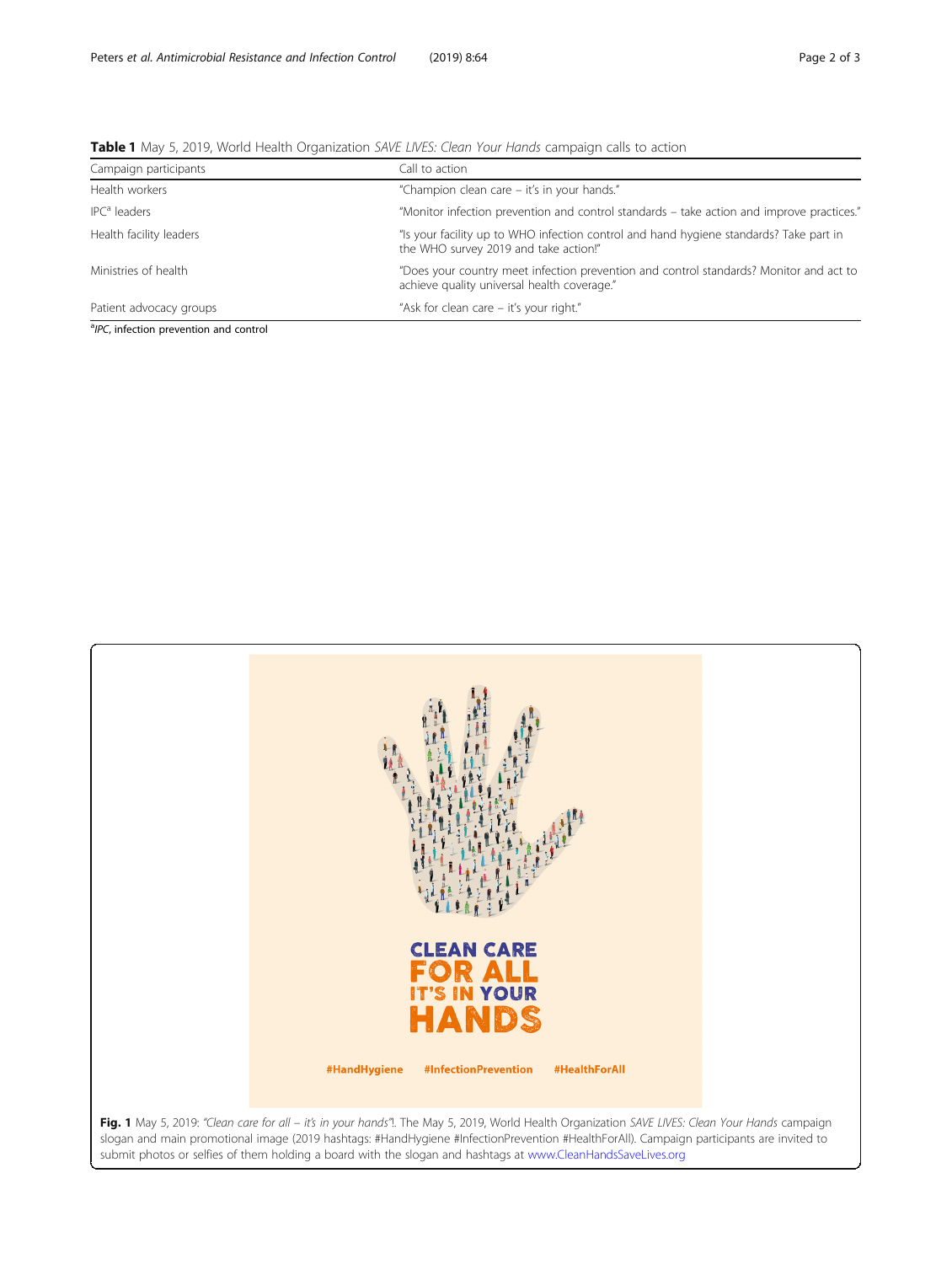**Table 1** May 5, 2019, World Health Organization *SAVE LIVES: Clean Your Hands* campaign calls to action

| Campaign participants | Call to action |
| --- | --- |
| Health workers | "Champion clean care – it's in your hands." |
| IPC[a] leaders | "Monitor infection prevention and control standards – take action and improve practices." |
| Health facility leaders | "Is your facility up to WHO infection control and hand hygiene standards? Take part in the WHO survey 2019 and take action!" |
| Ministries of health | "Does your country meet infection prevention and control standards? Monitor and act to achieve quality universal health coverage." |
| Patient advocacy groups | "Ask for clean care – it's your right." |

[a]*IPC*, infection prevention and control

CLEAN CARE FOR ALL IT'S IN YOUR HANDS

#HandHygiene #InfectionPrevention #HealthForAll

**Fig. 1** May 5, 2019: *"Clean care for all – it's in your hands"*. The May 5, 2019, World Health Organization *SAVE LIVES: Clean Your Hands* campaign slogan and main promotional image (2019 hashtags: #HandHygiene #InfectionPrevention #HealthForAll). Campaign participants are invited to submit photos or selfies of them holding a board with the slogan and hashtags at www.CleanHandsSaveLives.org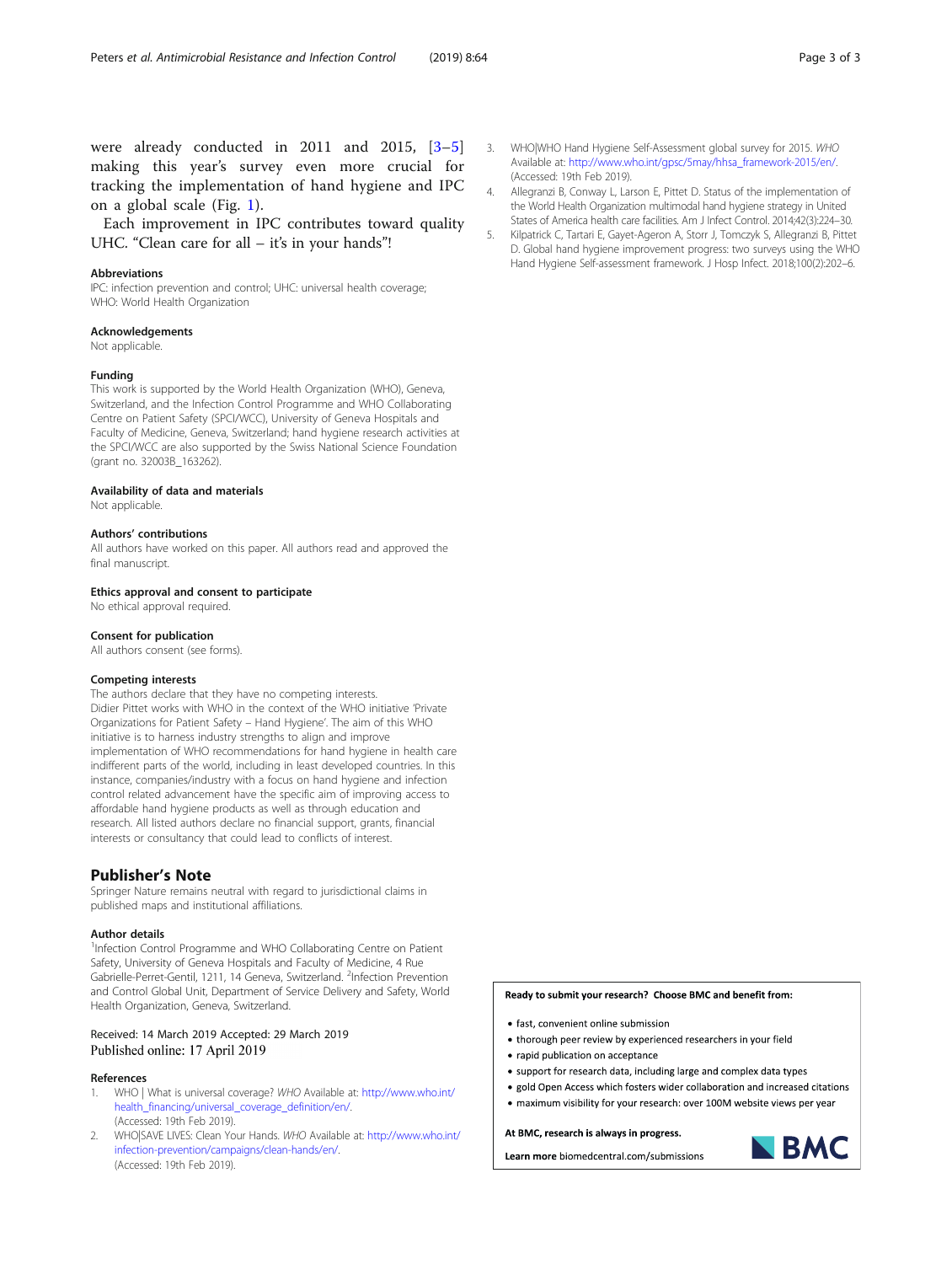were already conducted in 2011 and 2015, [3–5] making this year's survey even more crucial for tracking the implementation of hand hygiene and IPC on a global scale (Fig. 1).

Each improvement in IPC contributes toward quality UHC. "Clean care for all – it's in your hands"!

### Abbreviations

IPC: infection prevention and control; UHC: universal health coverage; WHO: World Health Organization

### Acknowledgements

Not applicable.

### Funding

This work is supported by the World Health Organization (WHO), Geneva, Switzerland, and the Infection Control Programme and WHO Collaborating Centre on Patient Safety (SPCI/WCC), University of Geneva Hospitals and Faculty of Medicine, Geneva, Switzerland; hand hygiene research activities at the SPCI/WCC are also supported by the Swiss National Science Foundation (grant no. 32003B_163262).

### Availability of data and materials

Not applicable.

### Authors' contributions

All authors have worked on this paper. All authors read and approved the final manuscript.

### Ethics approval and consent to participate

No ethical approval required.

### Consent for publication

All authors consent (see forms).

### Competing interests

The authors declare that they have no competing interests.
Didier Pittet works with WHO in the context of the WHO initiative 'Private Organizations for Patient Safety – Hand Hygiene'. The aim of this WHO initiative is to harness industry strengths to align and improve implementation of WHO recommendations for hand hygiene in health care indifferent parts of the world, including in least developed countries. In this instance, companies/industry with a focus on hand hygiene and infection control related advancement have the specific aim of improving access to affordable hand hygiene products as well as through education and research. All listed authors declare no financial support, grants, financial interests or consultancy that could lead to conflicts of interest.

## Publisher's Note

Springer Nature remains neutral with regard to jurisdictional claims in published maps and institutional affiliations.

### Author details

[1]Infection Control Programme and WHO Collaborating Centre on Patient Safety, University of Geneva Hospitals and Faculty of Medicine, 4 Rue Gabrielle-Perret-Gentil, 1211, 14 Geneva, Switzerland. [2]Infection Prevention and Control Global Unit, Department of Service Delivery and Safety, World Health Organization, Geneva, Switzerland.

Received: 14 March 2019 Accepted: 29 March 2019
Published online: 17 April 2019

### References

1. WHO | What is universal coverage? *WHO* Available at: http://www.who.int/health_financing/universal_coverage_definition/en/. (Accessed: 19th Feb 2019).
2. WHO|SAVE LIVES: Clean Your Hands. *WHO* Available at: http://www.who.int/infection-prevention/campaigns/clean-hands/en/. (Accessed: 19th Feb 2019).
3. WHO|WHO Hand Hygiene Self-Assessment global survey for 2015. *WHO* Available at: http://www.who.int/gpsc/5may/hhsa_framework-2015/en/. (Accessed: 19th Feb 2019).
4. Allegranzi B, Conway L, Larson E, Pittet D. Status of the implementation of the World Health Organization multimodal hand hygiene strategy in United States of America health care facilities. Am J Infect Control. 2014;42(3):224–30.
5. Kilpatrick C, Tartari E, Gayet-Ageron A, Storr J, Tomczyk S, Allegranzi B, Pittet D. Global hand hygiene improvement progress: two surveys using the WHO Hand Hygiene Self-assessment framework. J Hosp Infect. 2018;100(2):202–6.

**Ready to submit your research? Choose BMC and benefit from:**

- fast, convenient online submission
- thorough peer review by experienced researchers in your field
- rapid publication on acceptance
- support for research data, including large and complex data types
- gold Open Access which fosters wider collaboration and increased citations
- maximum visibility for your research: over 100M website views per year

**At BMC, research is always in progress.**

**Learn more** biomedcentral.com/submissions